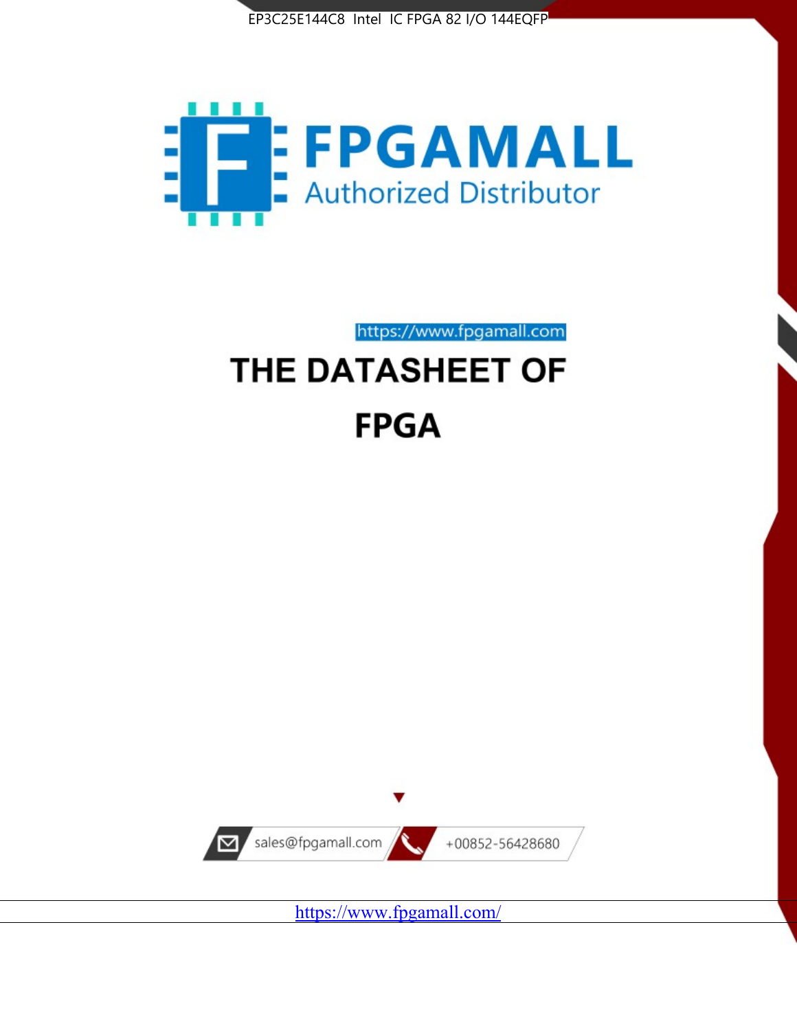EP3C25E144C8 Intel IC FPGA 82 I/O 144EQFP

FPGAMALL

Authorized Distributor

https://www.fpgamall.com

# THE DATASHEET OF

# FPGA

sales@fpgamall.com

+00852-56428680

https://www.fpgamall.com/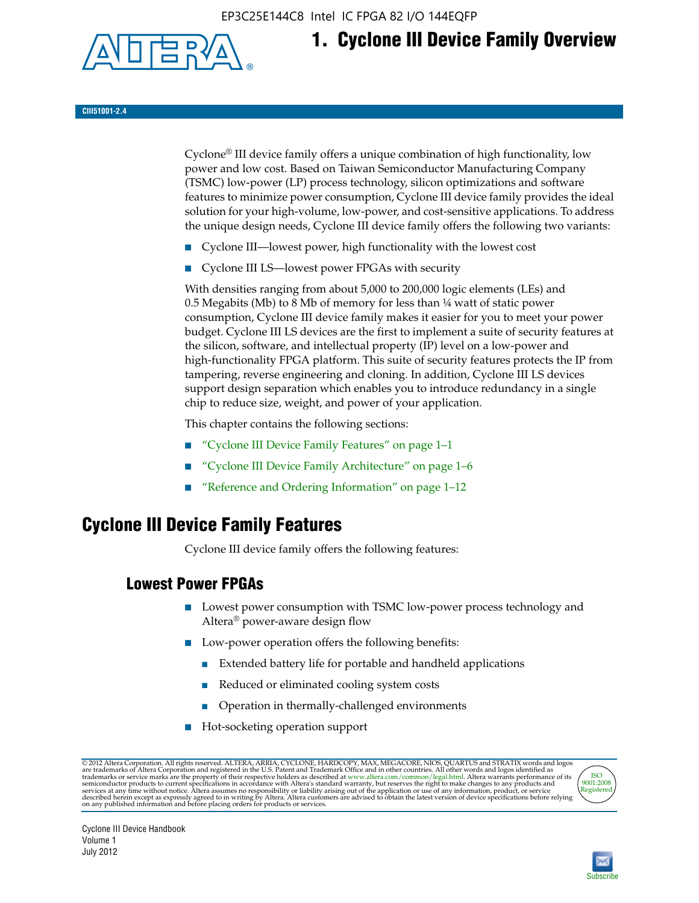# 1. Cyclone III Device Family Overview

CIII51001-2.4

Cyclone® III device family offers a unique combination of high functionality, low power and low cost. Based on Taiwan Semiconductor Manufacturing Company (TSMC) low-power (LP) process technology, silicon optimizations and software features to minimize power consumption, Cyclone III device family provides the ideal solution for your high-volume, low-power, and cost-sensitive applications. To address the unique design needs, Cyclone III device family offers the following two variants:

- Cyclone III—lowest power, high functionality with the lowest cost
- Cyclone III LS—lowest power FPGAs with security

With densities ranging from about 5,000 to 200,000 logic elements (LEs) and 0.5 Megabits (Mb) to 8 Mb of memory for less than ¼ watt of static power consumption, Cyclone III device family makes it easier for you to meet your power budget. Cyclone III LS devices are the first to implement a suite of security features at the silicon, software, and intellectual property (IP) level on a low-power and high-functionality FPGA platform. This suite of security features protects the IP from tampering, reverse engineering and cloning. In addition, Cyclone III LS devices support design separation which enables you to introduce redundancy in a single chip to reduce size, weight, and power of your application.

This chapter contains the following sections:

- "Cyclone III Device Family Features" on page 1–1
- "Cyclone III Device Family Architecture" on page 1–6
- "Reference and Ordering Information" on page 1–12

## Cyclone III Device Family Features

Cyclone III device family offers the following features:

### Lowest Power FPGAs

- Lowest power consumption with TSMC low-power process technology and Altera® power-aware design flow
- Low-power operation offers the following benefits:
  - Extended battery life for portable and handheld applications
  - Reduced or eliminated cooling system costs
  - Operation in thermally-challenged environments
- Hot-socketing operation support

© 2012 Altera Corporation. All rights reserved. ALTERA, ARRIA, CYCLONE, HARDCOPY, MAX, MEGACORE, NIOS, QUARTUS and STRATIX words and logos are trademarks of Altera Corporation and registered in the U.S. Patent and Trademark Office and in other countries. All other words and logos identified as trademarks or service marks are the property of their respective holders as described at www.altera.com/common/legal.html. Altera warrants performance of its semiconductor products to current specifications in accordance with Altera's standard warranty, but reserves the right to make changes to any products and services at any time without notice. Altera assumes no responsibility or liability arising out of the application or use of any information, product, or service described herein except as expressly agreed to in writing by Altera. Altera customers are advised to obtain the latest version of device specifications before relying on any published information and before placing orders for products or services.

Cyclone III Device Handbook
Volume 1
July 2012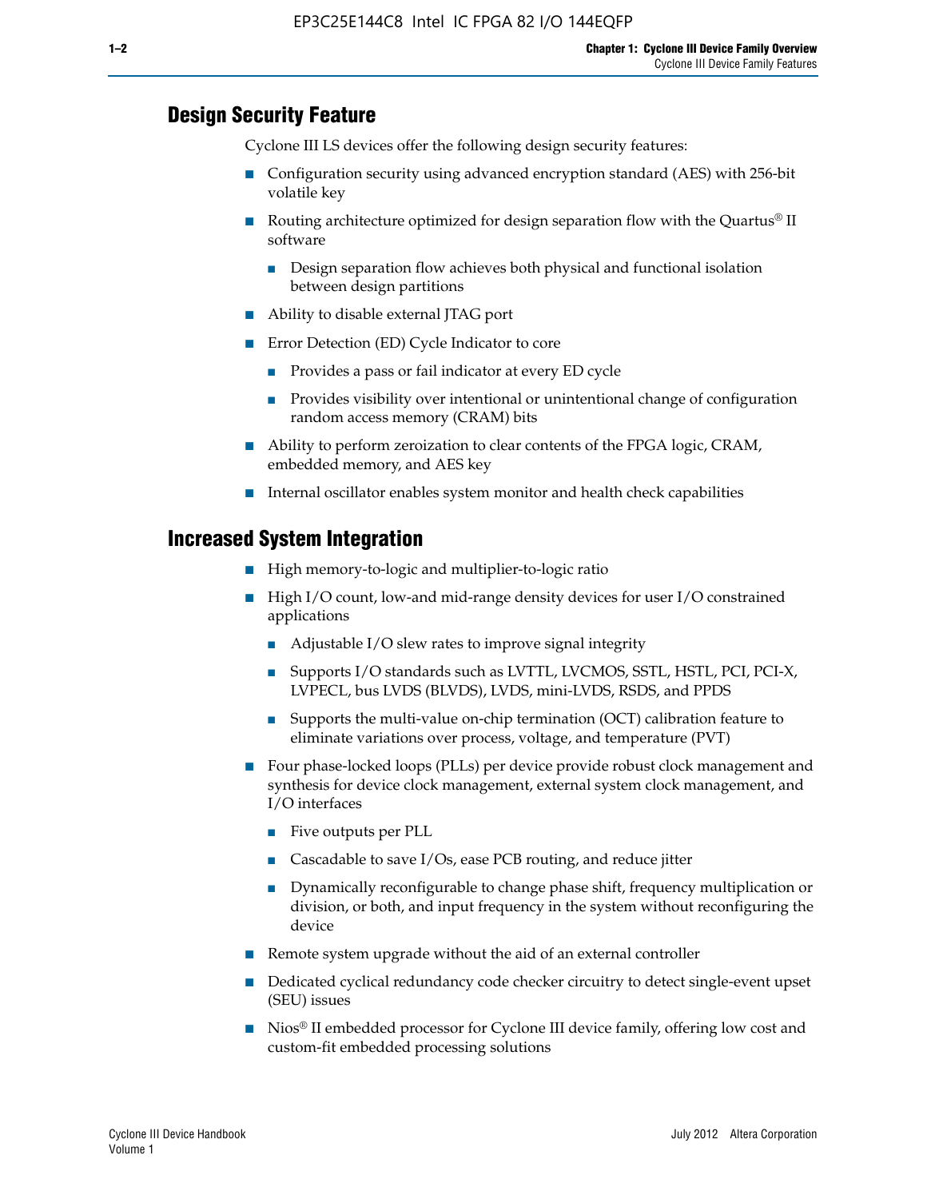## Design Security Feature

Cyclone III LS devices offer the following design security features:

- Configuration security using advanced encryption standard (AES) with 256-bit volatile key
- Routing architecture optimized for design separation flow with the Quartus® II software
  - Design separation flow achieves both physical and functional isolation between design partitions
- Ability to disable external JTAG port
- Error Detection (ED) Cycle Indicator to core
  - Provides a pass or fail indicator at every ED cycle
  - Provides visibility over intentional or unintentional change of configuration random access memory (CRAM) bits
- Ability to perform zeroization to clear contents of the FPGA logic, CRAM, embedded memory, and AES key
- Internal oscillator enables system monitor and health check capabilities

## Increased System Integration

- High memory-to-logic and multiplier-to-logic ratio
- High I/O count, low-and mid-range density devices for user I/O constrained applications
  - Adjustable I/O slew rates to improve signal integrity
  - Supports I/O standards such as LVTTL, LVCMOS, SSTL, HSTL, PCI, PCI-X, LVPECL, bus LVDS (BLVDS), LVDS, mini-LVDS, RSDS, and PPDS
  - Supports the multi-value on-chip termination (OCT) calibration feature to eliminate variations over process, voltage, and temperature (PVT)
- Four phase-locked loops (PLLs) per device provide robust clock management and synthesis for device clock management, external system clock management, and I/O interfaces
  - Five outputs per PLL
  - Cascadable to save I/Os, ease PCB routing, and reduce jitter
  - Dynamically reconfigurable to change phase shift, frequency multiplication or division, or both, and input frequency in the system without reconfiguring the device
- Remote system upgrade without the aid of an external controller
- Dedicated cyclical redundancy code checker circuitry to detect single-event upset (SEU) issues
- Nios® II embedded processor for Cyclone III device family, offering low cost and custom-fit embedded processing solutions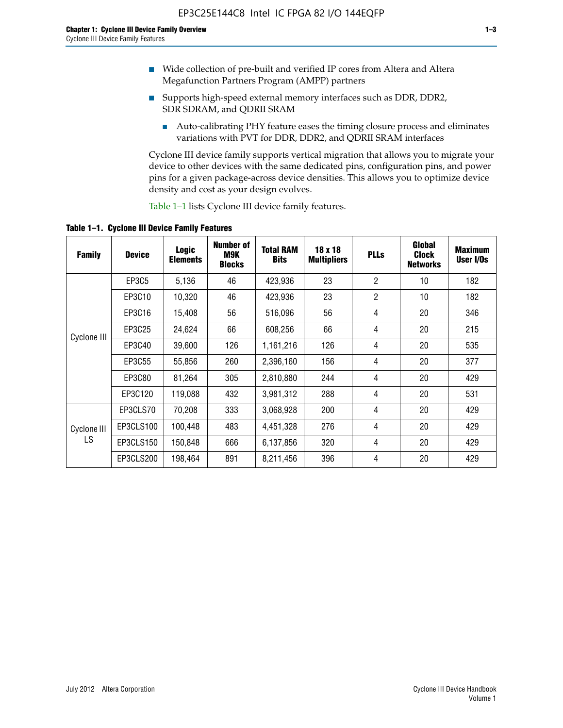- Wide collection of pre-built and verified IP cores from Altera and Altera Megafunction Partners Program (AMPP) partners
- Supports high-speed external memory interfaces such as DDR, DDR2, SDR SDRAM, and QDRII SRAM
  - Auto-calibrating PHY feature eases the timing closure process and eliminates variations with PVT for DDR, DDR2, and QDRII SRAM interfaces

Cyclone III device family supports vertical migration that allows you to migrate your device to other devices with the same dedicated pins, configuration pins, and power pins for a given package-across device densities. This allows you to optimize device density and cost as your design evolves.

Table 1–1 lists Cyclone III device family features.

**Table 1–1. Cyclone III Device Family Features**

| Family | Device | Logic Elements | Number of M9K Blocks | Total RAM Bits | 18 x 18 Multipliers | PLLs | Global Clock Networks | Maximum User I/Os |
|---|---|---|---|---|---|---|---|---|
| Cyclone III | EP3C5 | 5,136 | 46 | 423,936 | 23 | 2 | 10 | 182 |
| | EP3C10 | 10,320 | 46 | 423,936 | 23 | 2 | 10 | 182 |
| | EP3C16 | 15,408 | 56 | 516,096 | 56 | 4 | 20 | 346 |
| | EP3C25 | 24,624 | 66 | 608,256 | 66 | 4 | 20 | 215 |
| | EP3C40 | 39,600 | 126 | 1,161,216 | 126 | 4 | 20 | 535 |
| | EP3C55 | 55,856 | 260 | 2,396,160 | 156 | 4 | 20 | 377 |
| | EP3C80 | 81,264 | 305 | 2,810,880 | 244 | 4 | 20 | 429 |
| | EP3C120 | 119,088 | 432 | 3,981,312 | 288 | 4 | 20 | 531 |
| Cyclone III LS | EP3CLS70 | 70,208 | 333 | 3,068,928 | 200 | 4 | 20 | 429 |
| | EP3CLS100 | 100,448 | 483 | 4,451,328 | 276 | 4 | 20 | 429 |
| | EP3CLS150 | 150,848 | 666 | 6,137,856 | 320 | 4 | 20 | 429 |
| | EP3CLS200 | 198,464 | 891 | 8,211,456 | 396 | 4 | 20 | 429 |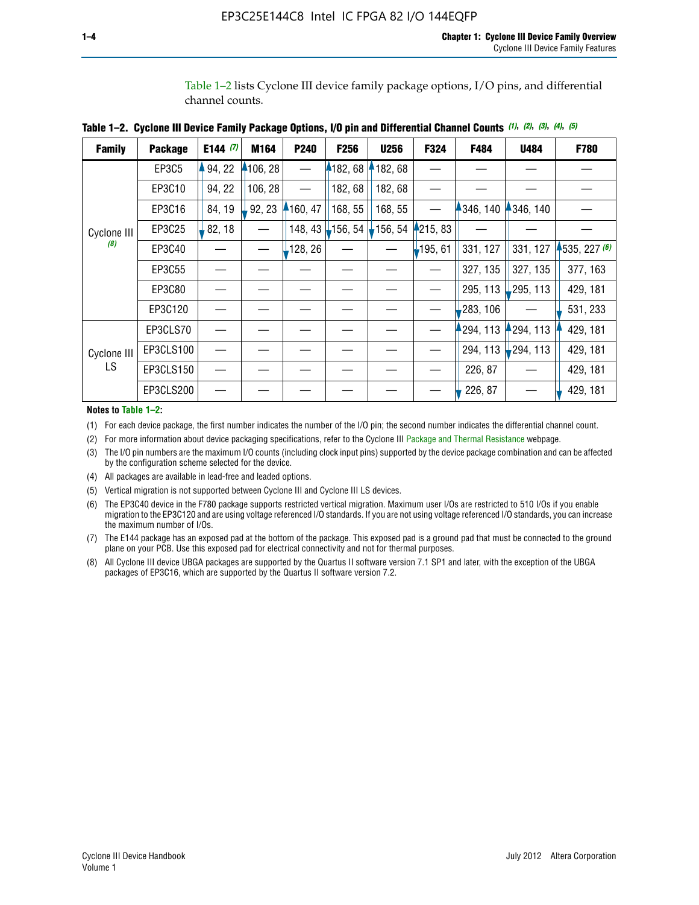Table 1–2 lists Cyclone III device family package options, I/O pins, and differential channel counts.

**Table 1–2. Cyclone III Device Family Package Options, I/O pin and Differential Channel Counts (1), (2), (3), (4), (5)**

| Family | Package | E144 (7) | M164 | P240 | F256 | U256 | F324 | F484 | U484 | F780 |
|---|---|---|---|---|---|---|---|---|---|---|
| Cyclone III (8) | EP3C5 | 94, 22 | 106, 28 | — | 182, 68 | 182, 68 | — | — | — | — |
| | EP3C10 | 94, 22 | 106, 28 | — | 182, 68 | 182, 68 | — | — | — | — |
| | EP3C16 | 84, 19 | 92, 23 | 160, 47 | 168, 55 | 168, 55 | — | 346, 140 | 346, 140 | — |
| | EP3C25 | 82, 18 | — | 148, 43 | 156, 54 | 156, 54 | 215, 83 | — | — | — |
| | EP3C40 | — | — | 128, 26 | — | — | 195, 61 | 331, 127 | 331, 127 | 535, 227 (6) |
| | EP3C55 | — | — | — | — | — | — | 327, 135 | 327, 135 | 377, 163 |
| | EP3C80 | — | — | — | — | — | — | 295, 113 | 295, 113 | 429, 181 |
| | EP3C120 | — | — | — | — | — | — | 283, 106 | — | 531, 233 |
| Cyclone III LS | EP3CLS70 | — | — | — | — | — | — | 294, 113 | 294, 113 | 429, 181 |
| | EP3CLS100 | — | — | — | — | — | — | 294, 113 | 294, 113 | 429, 181 |
| | EP3CLS150 | — | — | — | — | — | — | 226, 87 | — | 429, 181 |
| | EP3CLS200 | — | — | — | — | — | — | 226, 87 | — | 429, 181 |

**Notes to Table 1–2:**

(1) For each device package, the first number indicates the number of the I/O pin; the second number indicates the differential channel count.

(2) For more information about device packaging specifications, refer to the Cyclone III Package and Thermal Resistance webpage.

(3) The I/O pin numbers are the maximum I/O counts (including clock input pins) supported by the device package combination and can be affected by the configuration scheme selected for the device.

(4) All packages are available in lead-free and leaded options.

(5) Vertical migration is not supported between Cyclone III and Cyclone III LS devices.

(6) The EP3C40 device in the F780 package supports restricted vertical migration. Maximum user I/Os are restricted to 510 I/Os if you enable migration to the EP3C120 and are using voltage referenced I/O standards. If you are not using voltage referenced I/O standards, you can increase the maximum number of I/Os.

(7) The E144 package has an exposed pad at the bottom of the package. This exposed pad is a ground pad that must be connected to the ground plane on your PCB. Use this exposed pad for electrical connectivity and not for thermal purposes.

(8) All Cyclone III device UBGA packages are supported by the Quartus II software version 7.1 SP1 and later, with the exception of the UBGA packages of EP3C16, which are supported by the Quartus II software version 7.2.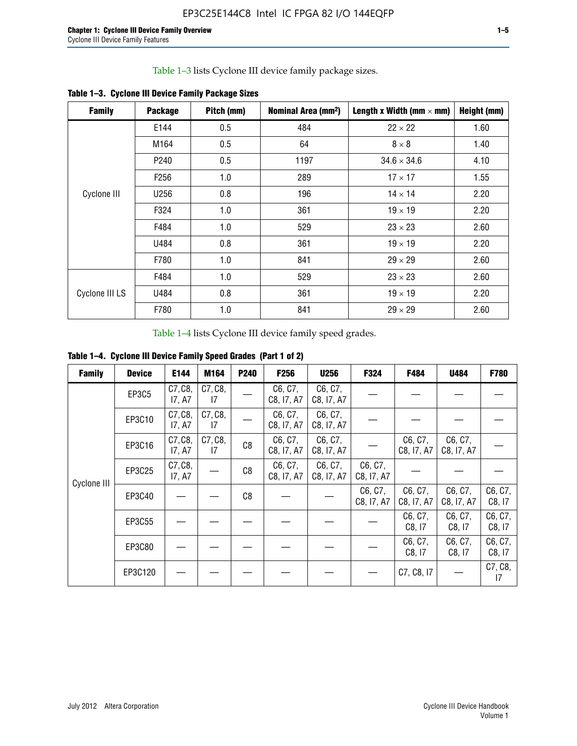Table 1–3 lists Cyclone III device family package sizes.

**Table 1–3. Cyclone III Device Family Package Sizes**

| Family | Package | Pitch (mm) | Nominal Area (mm$^2$) | Length x Width (mm × mm) | Height (mm) |
|---|---|---|---|---|---|
| Cyclone III | E144 | 0.5 | 484 | 22 × 22 | 1.60 |
| | M164 | 0.5 | 64 | 8 × 8 | 1.40 |
| | P240 | 0.5 | 1197 | 34.6 × 34.6 | 4.10 |
| | F256 | 1.0 | 289 | 17 × 17 | 1.55 |
| | U256 | 0.8 | 196 | 14 × 14 | 2.20 |
| | F324 | 1.0 | 361 | 19 × 19 | 2.20 |
| | F484 | 1.0 | 529 | 23 × 23 | 2.60 |
| | U484 | 0.8 | 361 | 19 × 19 | 2.20 |
| | F780 | 1.0 | 841 | 29 × 29 | 2.60 |
| Cyclone III LS | F484 | 1.0 | 529 | 23 × 23 | 2.60 |
| | U484 | 0.8 | 361 | 19 × 19 | 2.20 |
| | F780 | 1.0 | 841 | 29 × 29 | 2.60 |

Table 1–4 lists Cyclone III device family speed grades.

**Table 1–4. Cyclone III Device Family Speed Grades (Part 1 of 2)**

| Family | Device | E144 | M164 | P240 | F256 | U256 | F324 | F484 | U484 | F780 |
|---|---|---|---|---|---|---|---|---|---|---|
| Cyclone III | EP3C5 | C7, C8, I7, A7 | C7, C8, I7 | — | C6, C7, C8, I7, A7 | C6, C7, C8, I7, A7 | — | — | — | — |
| | EP3C10 | C7, C8, I7, A7 | C7, C8, I7 | — | C6, C7, C8, I7, A7 | C6, C7, C8, I7, A7 | — | — | — | — |
| | EP3C16 | C7, C8, I7, A7 | C7, C8, I7 | C8 | C6, C7, C8, I7, A7 | C6, C7, C8, I7, A7 | — | C6, C7, C8, I7, A7 | C6, C7, C8, I7, A7 | — |
| | EP3C25 | C7, C8, I7, A7 | — | C8 | C6, C7, C8, I7, A7 | C6, C7, C8, I7, A7 | C6, C7, C8, I7, A7 | — | — | — |
| | EP3C40 | — | — | C8 | — | — | C6, C7, C8, I7, A7 | C6, C7, C8, I7, A7 | C6, C7, C8, I7, A7 | C6, C7, C8, I7 |
| | EP3C55 | — | — | — | — | — | — | C6, C7, C8, I7 | C6, C7, C8, I7 | C6, C7, C8, I7 |
| | EP3C80 | — | — | — | — | — | — | C6, C7, C8, I7 | C6, C7, C8, I7 | C6, C7, C8, I7 |
| | EP3C120 | — | — | — | — | — | — | C7, C8, I7 | — | C7, C8, I7 |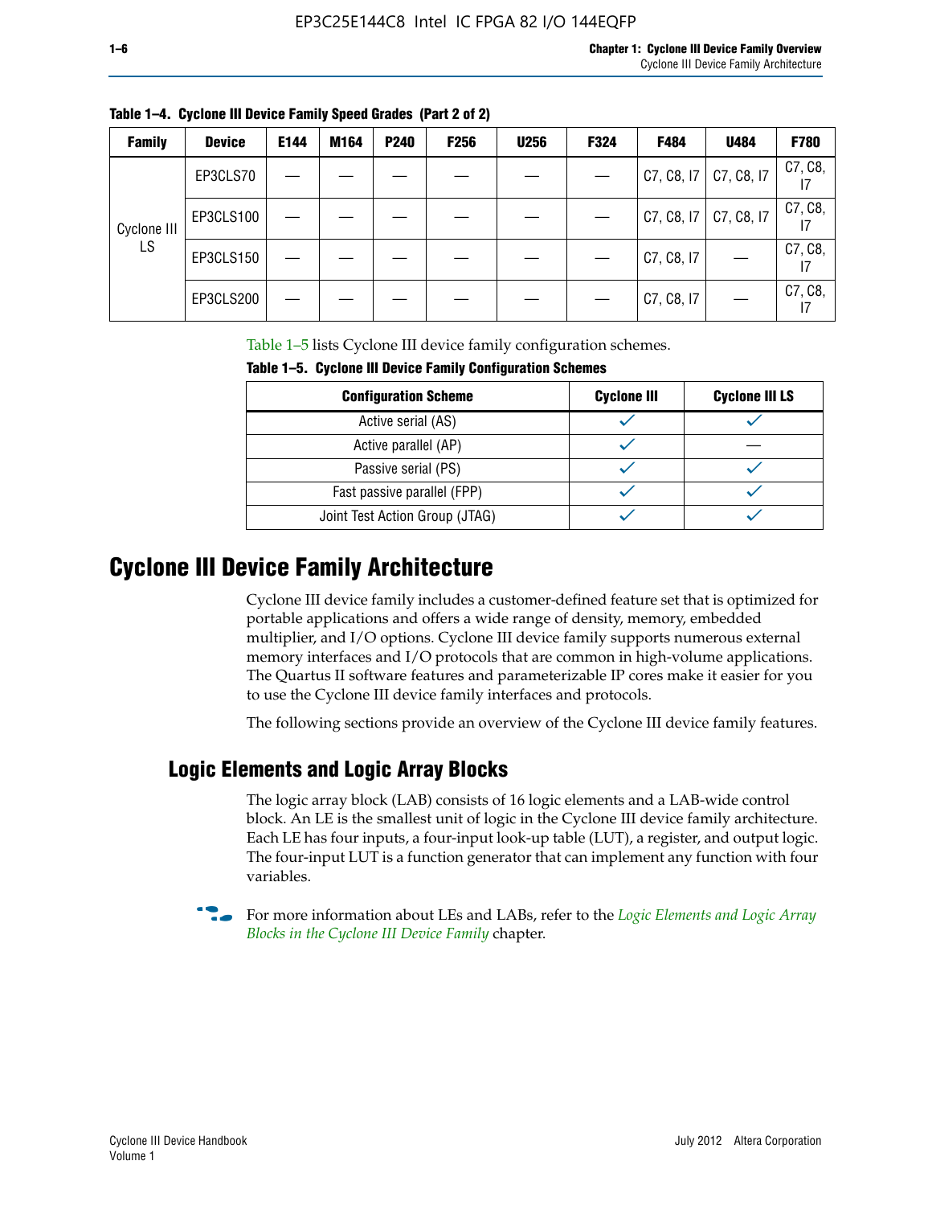**Table 1–4. Cyclone III Device Family Speed Grades (Part 2 of 2)**

| Family | Device | E144 | M164 | P240 | F256 | U256 | F324 | F484 | U484 | F780 |
|---|---|---|---|---|---|---|---|---|---|---|
| Cyclone III LS | EP3CLS70 | — | — | — | — | — | — | C7, C8, I7 | C7, C8, I7 | C7, C8, I7 |
| | EP3CLS100 | — | — | — | — | — | — | C7, C8, I7 | C7, C8, I7 | C7, C8, I7 |
| | EP3CLS150 | — | — | — | — | — | — | C7, C8, I7 | — | C7, C8, I7 |
| | EP3CLS200 | — | — | — | — | — | — | C7, C8, I7 | — | C7, C8, I7 |

Table 1–5 lists Cyclone III device family configuration schemes.

**Table 1–5. Cyclone III Device Family Configuration Schemes**

| Configuration Scheme | Cyclone III | Cyclone III LS |
|---|---|---|
| Active serial (AS) | ✓ | ✓ |
| Active parallel (AP) | ✓ | — |
| Passive serial (PS) | ✓ | ✓ |
| Fast passive parallel (FPP) | ✓ | ✓ |
| Joint Test Action Group (JTAG) | ✓ | ✓ |

# Cyclone III Device Family Architecture

Cyclone III device family includes a customer-defined feature set that is optimized for portable applications and offers a wide range of density, memory, embedded multiplier, and I/O options. Cyclone III device family supports numerous external memory interfaces and I/O protocols that are common in high-volume applications. The Quartus II software features and parameterizable IP cores make it easier for you to use the Cyclone III device family interfaces and protocols.

The following sections provide an overview of the Cyclone III device family features.

## Logic Elements and Logic Array Blocks

The logic array block (LAB) consists of 16 logic elements and a LAB-wide control block. An LE is the smallest unit of logic in the Cyclone III device family architecture. Each LE has four inputs, a four-input look-up table (LUT), a register, and output logic. The four-input LUT is a function generator that can implement any function with four variables.

For more information about LEs and LABs, refer to the *Logic Elements and Logic Array Blocks in the Cyclone III Device Family* chapter.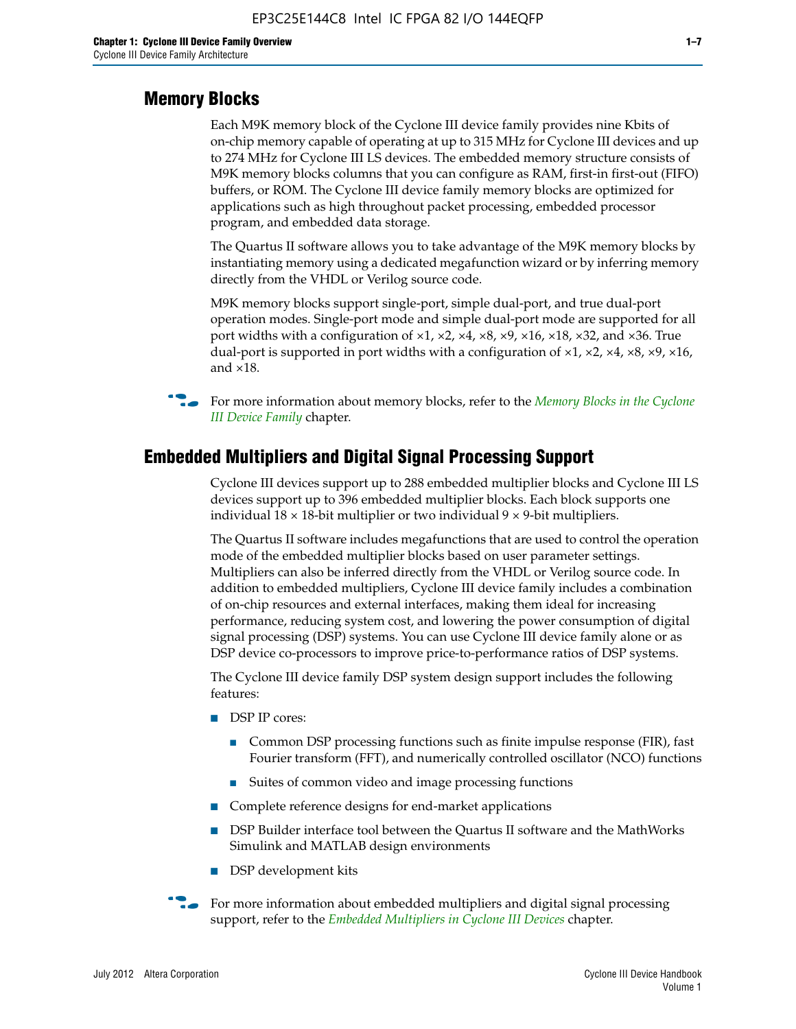## Memory Blocks

Each M9K memory block of the Cyclone III device family provides nine Kbits of on-chip memory capable of operating at up to 315 MHz for Cyclone III devices and up to 274 MHz for Cyclone III LS devices. The embedded memory structure consists of M9K memory blocks columns that you can configure as RAM, first-in first-out (FIFO) buffers, or ROM. The Cyclone III device family memory blocks are optimized for applications such as high throughout packet processing, embedded processor program, and embedded data storage.

The Quartus II software allows you to take advantage of the M9K memory blocks by instantiating memory using a dedicated megafunction wizard or by inferring memory directly from the VHDL or Verilog source code.

M9K memory blocks support single-port, simple dual-port, and true dual-port operation modes. Single-port mode and simple dual-port mode are supported for all port widths with a configuration of ×1, ×2, ×4, ×8, ×9, ×16, ×18, ×32, and ×36. True dual-port is supported in port widths with a configuration of ×1, ×2, ×4, ×8, ×9, ×16, and ×18.

For more information about memory blocks, refer to the *Memory Blocks in the Cyclone III Device Family* chapter.

## Embedded Multipliers and Digital Signal Processing Support

Cyclone III devices support up to 288 embedded multiplier blocks and Cyclone III LS devices support up to 396 embedded multiplier blocks. Each block supports one individual 18 × 18-bit multiplier or two individual 9 × 9-bit multipliers.

The Quartus II software includes megafunctions that are used to control the operation mode of the embedded multiplier blocks based on user parameter settings. Multipliers can also be inferred directly from the VHDL or Verilog source code. In addition to embedded multipliers, Cyclone III device family includes a combination of on-chip resources and external interfaces, making them ideal for increasing performance, reducing system cost, and lowering the power consumption of digital signal processing (DSP) systems. You can use Cyclone III device family alone or as DSP device co-processors to improve price-to-performance ratios of DSP systems.

The Cyclone III device family DSP system design support includes the following features:

- DSP IP cores:
  - Common DSP processing functions such as finite impulse response (FIR), fast Fourier transform (FFT), and numerically controlled oscillator (NCO) functions
  - Suites of common video and image processing functions
- Complete reference designs for end-market applications
- DSP Builder interface tool between the Quartus II software and the MathWorks Simulink and MATLAB design environments
- DSP development kits

For more information about embedded multipliers and digital signal processing support, refer to the *Embedded Multipliers in Cyclone III Devices* chapter.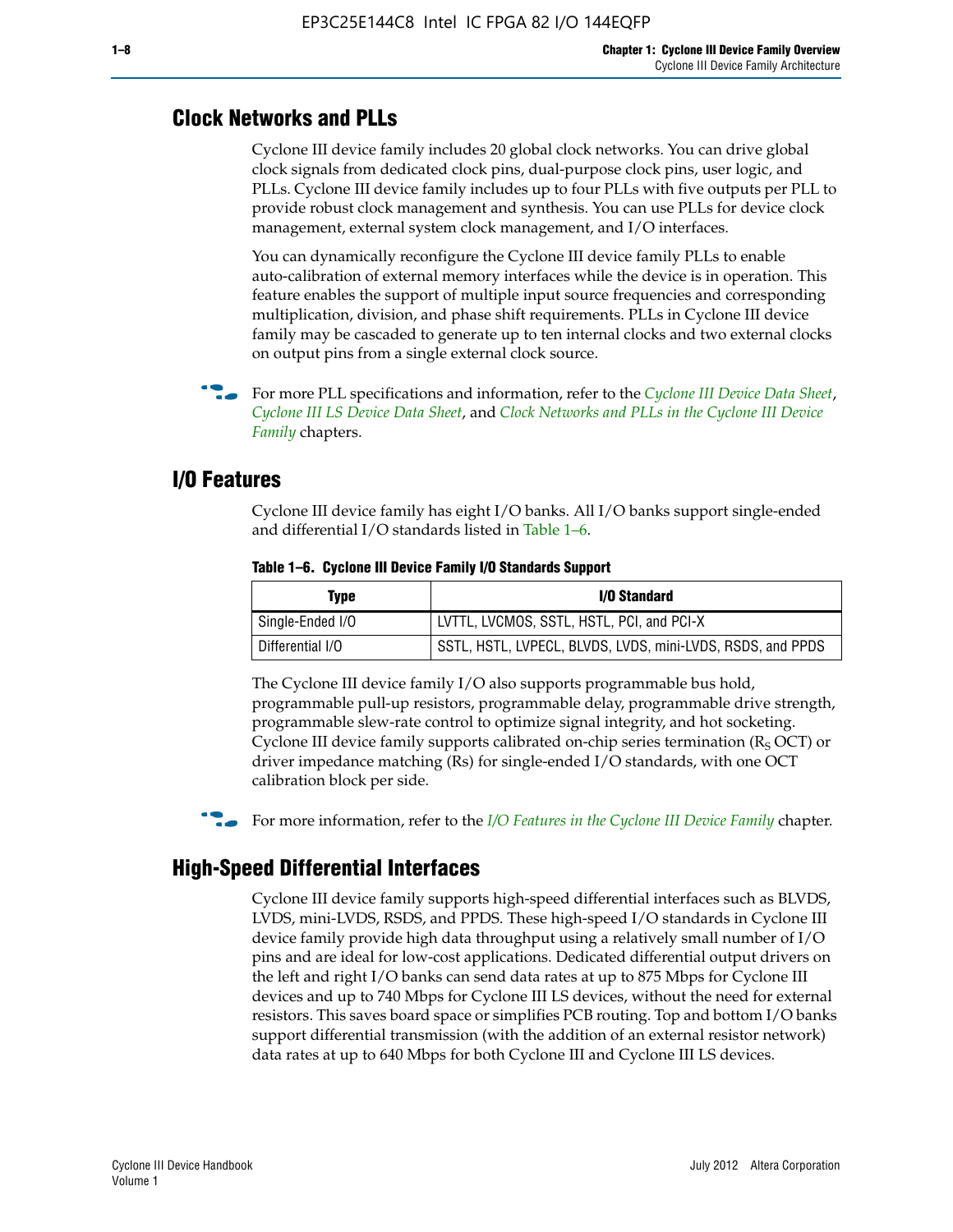## Clock Networks and PLLs

Cyclone III device family includes 20 global clock networks. You can drive global clock signals from dedicated clock pins, dual-purpose clock pins, user logic, and PLLs. Cyclone III device family includes up to four PLLs with five outputs per PLL to provide robust clock management and synthesis. You can use PLLs for device clock management, external system clock management, and I/O interfaces.

You can dynamically reconfigure the Cyclone III device family PLLs to enable auto-calibration of external memory interfaces while the device is in operation. This feature enables the support of multiple input source frequencies and corresponding multiplication, division, and phase shift requirements. PLLs in Cyclone III device family may be cascaded to generate up to ten internal clocks and two external clocks on output pins from a single external clock source.

For more PLL specifications and information, refer to the *Cyclone III Device Data Sheet*, *Cyclone III LS Device Data Sheet*, and *Clock Networks and PLLs in the Cyclone III Device Family* chapters.

## I/O Features

Cyclone III device family has eight I/O banks. All I/O banks support single-ended and differential I/O standards listed in Table 1–6.

**Table 1–6. Cyclone III Device Family I/O Standards Support**

| Type | I/O Standard |
|---|---|
| Single-Ended I/O | LVTTL, LVCMOS, SSTL, HSTL, PCI, and PCI-X |
| Differential I/O | SSTL, HSTL, LVPECL, BLVDS, LVDS, mini-LVDS, RSDS, and PPDS |

The Cyclone III device family I/O also supports programmable bus hold, programmable pull-up resistors, programmable delay, programmable drive strength, programmable slew-rate control to optimize signal integrity, and hot socketing. Cyclone III device family supports calibrated on-chip series termination ($R_S$ OCT) or driver impedance matching (Rs) for single-ended I/O standards, with one OCT calibration block per side.

For more information, refer to the *I/O Features in the Cyclone III Device Family* chapter.

## High-Speed Differential Interfaces

Cyclone III device family supports high-speed differential interfaces such as BLVDS, LVDS, mini-LVDS, RSDS, and PPDS. These high-speed I/O standards in Cyclone III device family provide high data throughput using a relatively small number of I/O pins and are ideal for low-cost applications. Dedicated differential output drivers on the left and right I/O banks can send data rates at up to 875 Mbps for Cyclone III devices and up to 740 Mbps for Cyclone III LS devices, without the need for external resistors. This saves board space or simplifies PCB routing. Top and bottom I/O banks support differential transmission (with the addition of an external resistor network) data rates at up to 640 Mbps for both Cyclone III and Cyclone III LS devices.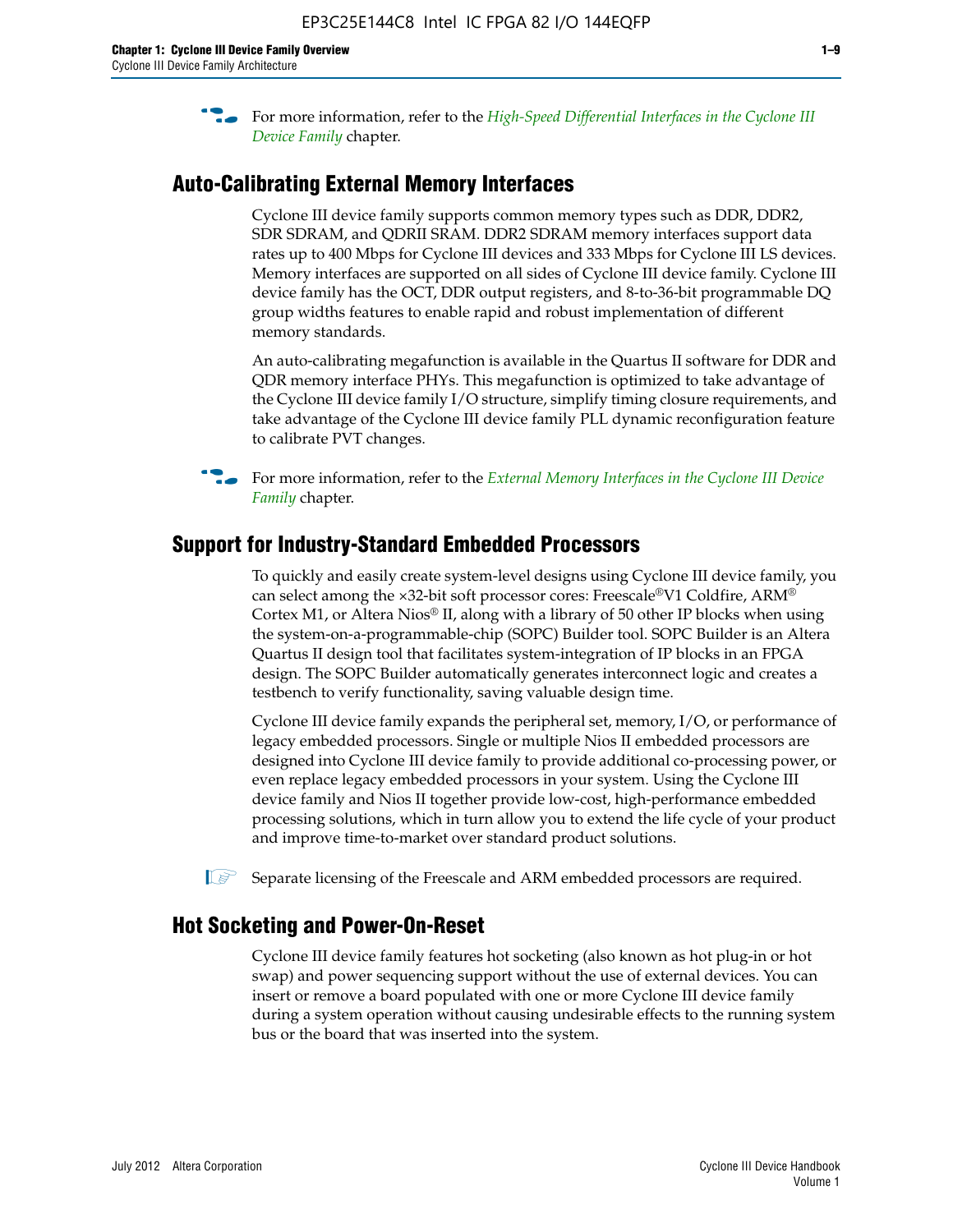For more information, refer to the *High-Speed Differential Interfaces in the Cyclone III Device Family* chapter.

## Auto-Calibrating External Memory Interfaces

Cyclone III device family supports common memory types such as DDR, DDR2, SDR SDRAM, and QDRII SRAM. DDR2 SDRAM memory interfaces support data rates up to 400 Mbps for Cyclone III devices and 333 Mbps for Cyclone III LS devices. Memory interfaces are supported on all sides of Cyclone III device family. Cyclone III device family has the OCT, DDR output registers, and 8-to-36-bit programmable DQ group widths features to enable rapid and robust implementation of different memory standards.

An auto-calibrating megafunction is available in the Quartus II software for DDR and QDR memory interface PHYs. This megafunction is optimized to take advantage of the Cyclone III device family I/O structure, simplify timing closure requirements, and take advantage of the Cyclone III device family PLL dynamic reconfiguration feature to calibrate PVT changes.

For more information, refer to the *External Memory Interfaces in the Cyclone III Device Family* chapter.

## Support for Industry-Standard Embedded Processors

To quickly and easily create system-level designs using Cyclone III device family, you can select among the ×32-bit soft processor cores: Freescale®V1 Coldfire, ARM® Cortex M1, or Altera Nios® II, along with a library of 50 other IP blocks when using the system-on-a-programmable-chip (SOPC) Builder tool. SOPC Builder is an Altera Quartus II design tool that facilitates system-integration of IP blocks in an FPGA design. The SOPC Builder automatically generates interconnect logic and creates a testbench to verify functionality, saving valuable design time.

Cyclone III device family expands the peripheral set, memory, I/O, or performance of legacy embedded processors. Single or multiple Nios II embedded processors are designed into Cyclone III device family to provide additional co-processing power, or even replace legacy embedded processors in your system. Using the Cyclone III device family and Nios II together provide low-cost, high-performance embedded processing solutions, which in turn allow you to extend the life cycle of your product and improve time-to-market over standard product solutions.

Separate licensing of the Freescale and ARM embedded processors are required.

## Hot Socketing and Power-On-Reset

Cyclone III device family features hot socketing (also known as hot plug-in or hot swap) and power sequencing support without the use of external devices. You can insert or remove a board populated with one or more Cyclone III device family during a system operation without causing undesirable effects to the running system bus or the board that was inserted into the system.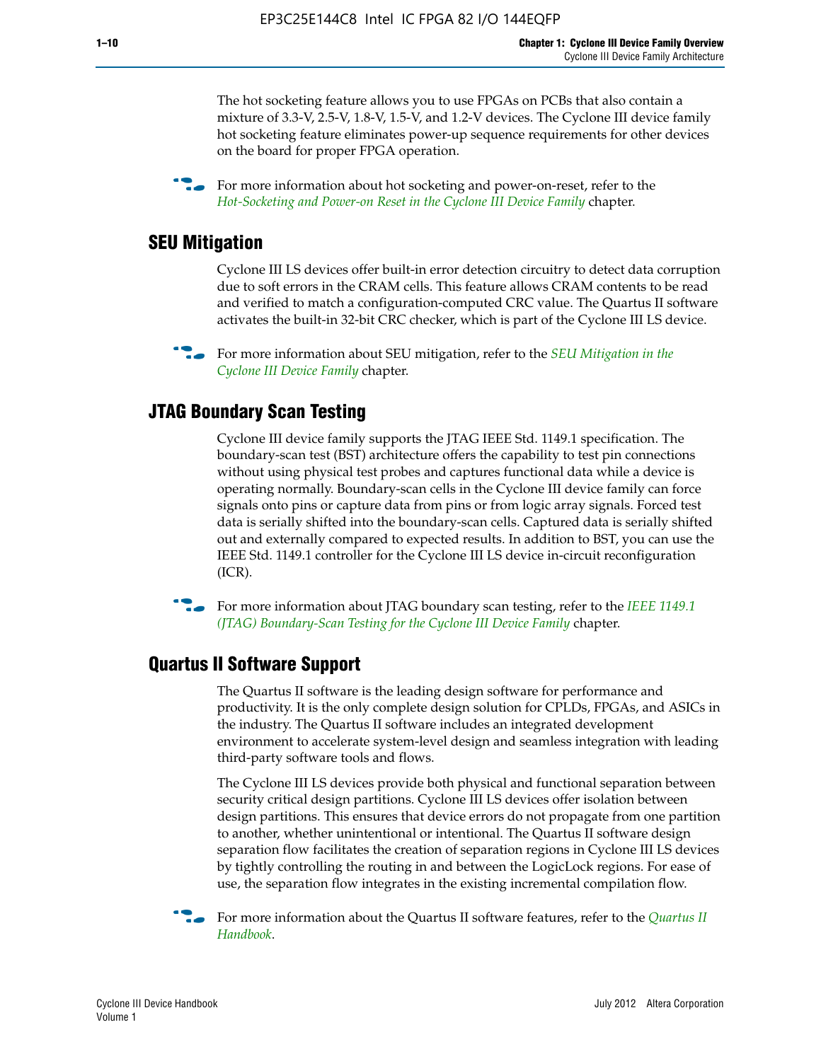The hot socketing feature allows you to use FPGAs on PCBs that also contain a mixture of 3.3-V, 2.5-V, 1.8-V, 1.5-V, and 1.2-V devices. The Cyclone III device family hot socketing feature eliminates power-up sequence requirements for other devices on the board for proper FPGA operation.

For more information about hot socketing and power-on-reset, refer to the *Hot-Socketing and Power-on Reset in the Cyclone III Device Family* chapter.

## SEU Mitigation

Cyclone III LS devices offer built-in error detection circuitry to detect data corruption due to soft errors in the CRAM cells. This feature allows CRAM contents to be read and verified to match a configuration-computed CRC value. The Quartus II software activates the built-in 32-bit CRC checker, which is part of the Cyclone III LS device.

For more information about SEU mitigation, refer to the *SEU Mitigation in the Cyclone III Device Family* chapter.

## JTAG Boundary Scan Testing

Cyclone III device family supports the JTAG IEEE Std. 1149.1 specification. The boundary-scan test (BST) architecture offers the capability to test pin connections without using physical test probes and captures functional data while a device is operating normally. Boundary-scan cells in the Cyclone III device family can force signals onto pins or capture data from pins or from logic array signals. Forced test data is serially shifted into the boundary-scan cells. Captured data is serially shifted out and externally compared to expected results. In addition to BST, you can use the IEEE Std. 1149.1 controller for the Cyclone III LS device in-circuit reconfiguration (ICR).

For more information about JTAG boundary scan testing, refer to the *IEEE 1149.1 (JTAG) Boundary-Scan Testing for the Cyclone III Device Family* chapter.

## Quartus II Software Support

The Quartus II software is the leading design software for performance and productivity. It is the only complete design solution for CPLDs, FPGAs, and ASICs in the industry. The Quartus II software includes an integrated development environment to accelerate system-level design and seamless integration with leading third-party software tools and flows.

The Cyclone III LS devices provide both physical and functional separation between security critical design partitions. Cyclone III LS devices offer isolation between design partitions. This ensures that device errors do not propagate from one partition to another, whether unintentional or intentional. The Quartus II software design separation flow facilitates the creation of separation regions in Cyclone III LS devices by tightly controlling the routing in and between the LogicLock regions. For ease of use, the separation flow integrates in the existing incremental compilation flow.

For more information about the Quartus II software features, refer to the *Quartus II Handbook*.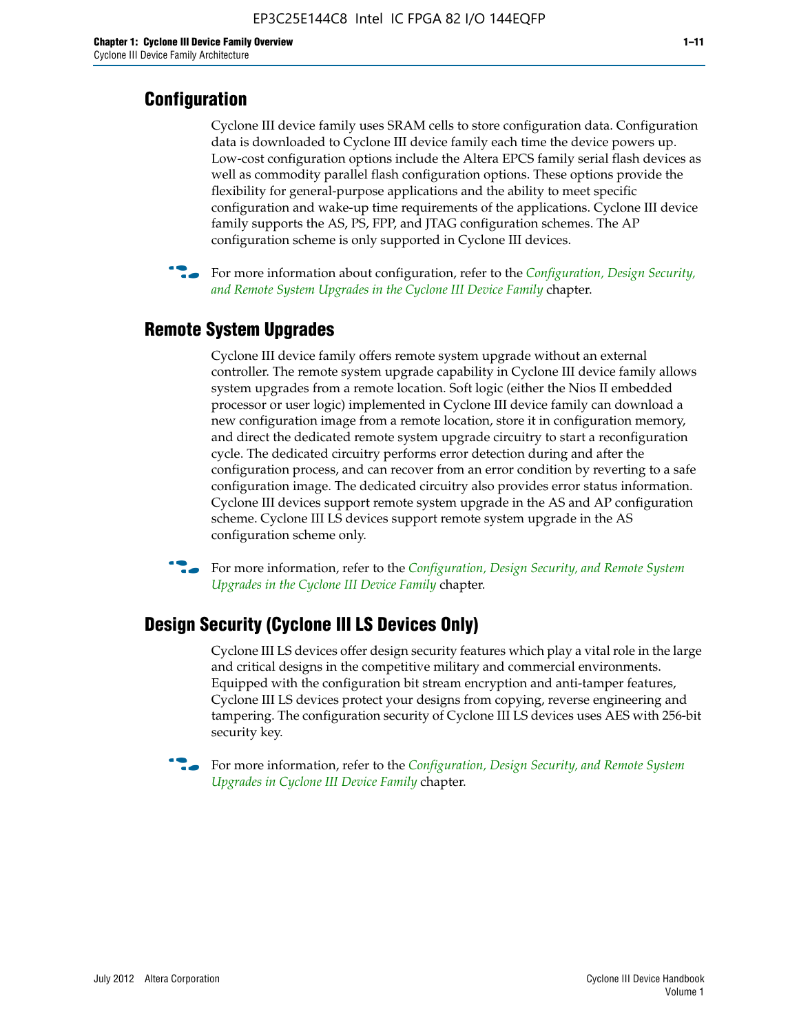## Configuration

Cyclone III device family uses SRAM cells to store configuration data. Configuration data is downloaded to Cyclone III device family each time the device powers up. Low-cost configuration options include the Altera EPCS family serial flash devices as well as commodity parallel flash configuration options. These options provide the flexibility for general-purpose applications and the ability to meet specific configuration and wake-up time requirements of the applications. Cyclone III device family supports the AS, PS, FPP, and JTAG configuration schemes. The AP configuration scheme is only supported in Cyclone III devices.

For more information about configuration, refer to the *Configuration, Design Security, and Remote System Upgrades in the Cyclone III Device Family* chapter.

## Remote System Upgrades

Cyclone III device family offers remote system upgrade without an external controller. The remote system upgrade capability in Cyclone III device family allows system upgrades from a remote location. Soft logic (either the Nios II embedded processor or user logic) implemented in Cyclone III device family can download a new configuration image from a remote location, store it in configuration memory, and direct the dedicated remote system upgrade circuitry to start a reconfiguration cycle. The dedicated circuitry performs error detection during and after the configuration process, and can recover from an error condition by reverting to a safe configuration image. The dedicated circuitry also provides error status information. Cyclone III devices support remote system upgrade in the AS and AP configuration scheme. Cyclone III LS devices support remote system upgrade in the AS configuration scheme only.

For more information, refer to the *Configuration, Design Security, and Remote System Upgrades in the Cyclone III Device Family* chapter.

## Design Security (Cyclone III LS Devices Only)

Cyclone III LS devices offer design security features which play a vital role in the large and critical designs in the competitive military and commercial environments. Equipped with the configuration bit stream encryption and anti-tamper features, Cyclone III LS devices protect your designs from copying, reverse engineering and tampering. The configuration security of Cyclone III LS devices uses AES with 256-bit security key.

For more information, refer to the *Configuration, Design Security, and Remote System Upgrades in Cyclone III Device Family* chapter.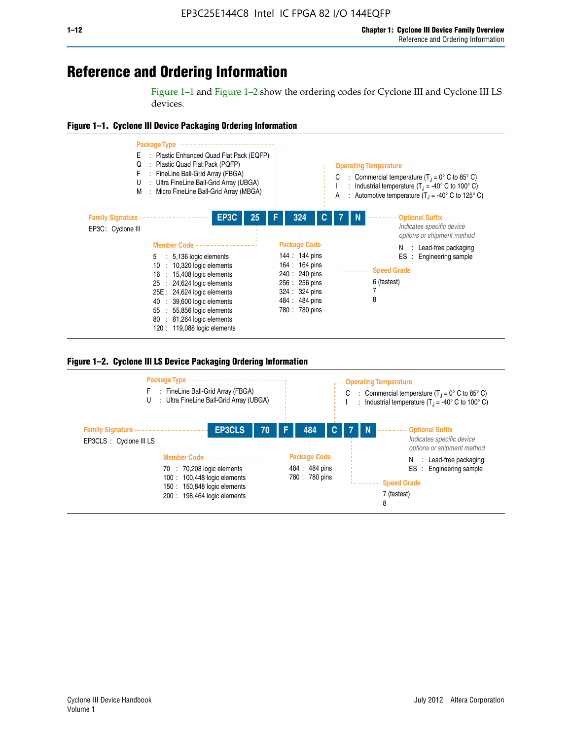# Reference and Ordering Information

Figure 1–1 and Figure 1–2 show the ordering codes for Cyclone III and Cyclone III LS devices.

**Figure 1–1. Cyclone III Device Packaging Ordering Information**

**EP3C | 25 | F | 324 | C | 7 | N**

**Family Signature**

EP3C : Cyclone III

**Member Code**

- 5 : 5,136 logic elements
- 10 : 10,320 logic elements
- 16 : 15,408 logic elements
- 25 : 24,624 logic elements
- 25E : 24,624 logic elements
- 40 : 39,600 logic elements
- 55 : 55,856 logic elements
- 80 : 81,264 logic elements
- 120 : 119,088 logic elements

**Package Type**

- E : Plastic Enhanced Quad Flat Pack (EQFP)
- Q : Plastic Quad Flat Pack (PQFP)
- F : FineLine Ball-Grid Array (FBGA)
- U : Ultra FineLine Ball-Grid Array (UBGA)
- M : Micro FineLine Ball-Grid Array (MBGA)

**Package Code**

- 144 : 144 pins
- 164 : 164 pins
- 240 : 240 pins
- 256 : 256 pins
- 324 : 324 pins
- 484 : 484 pins
- 780 : 780 pins

**Operating Temperature**

- C : Commercial temperature ($T_J$ = 0° C to 85° C)
- I : Industrial temperature ($T_J$ = -40° C to 100° C)
- A : Automotive temperature ($T_J$ = -40° C to 125° C)

**Speed Grade**

- 6 (fastest)
- 7
- 8

**Optional Suffix**

*Indicates specific device options or shipment method*

- N : Lead-free packaging
- ES : Engineering sample

**Figure 1–2. Cyclone III LS Device Packaging Ordering Information**

**EP3CLS | 70 | F | 484 | C | 7 | N**

**Family Signature**

EP3CLS : Cyclone III LS

**Member Code**

- 70 : 70,208 logic elements
- 100 : 100,448 logic elements
- 150 : 150,848 logic elements
- 200 : 198,464 logic elements

**Package Type**

- F : FineLine Ball-Grid Array (FBGA)
- U : Ultra FineLine Ball-Grid Array (UBGA)

**Package Code**

- 484 : 484 pins
- 780 : 780 pins

**Operating Temperature**

- C : Commercial temperature ($T_J$ = 0° C to 85° C)
- I : Industrial temperature ($T_J$ = -40° C to 100° C)

**Speed Grade**

- 7 (fastest)
- 8

**Optional Suffix**

*Indicates specific device options or shipment method*

- N : Lead-free packaging
- ES : Engineering sample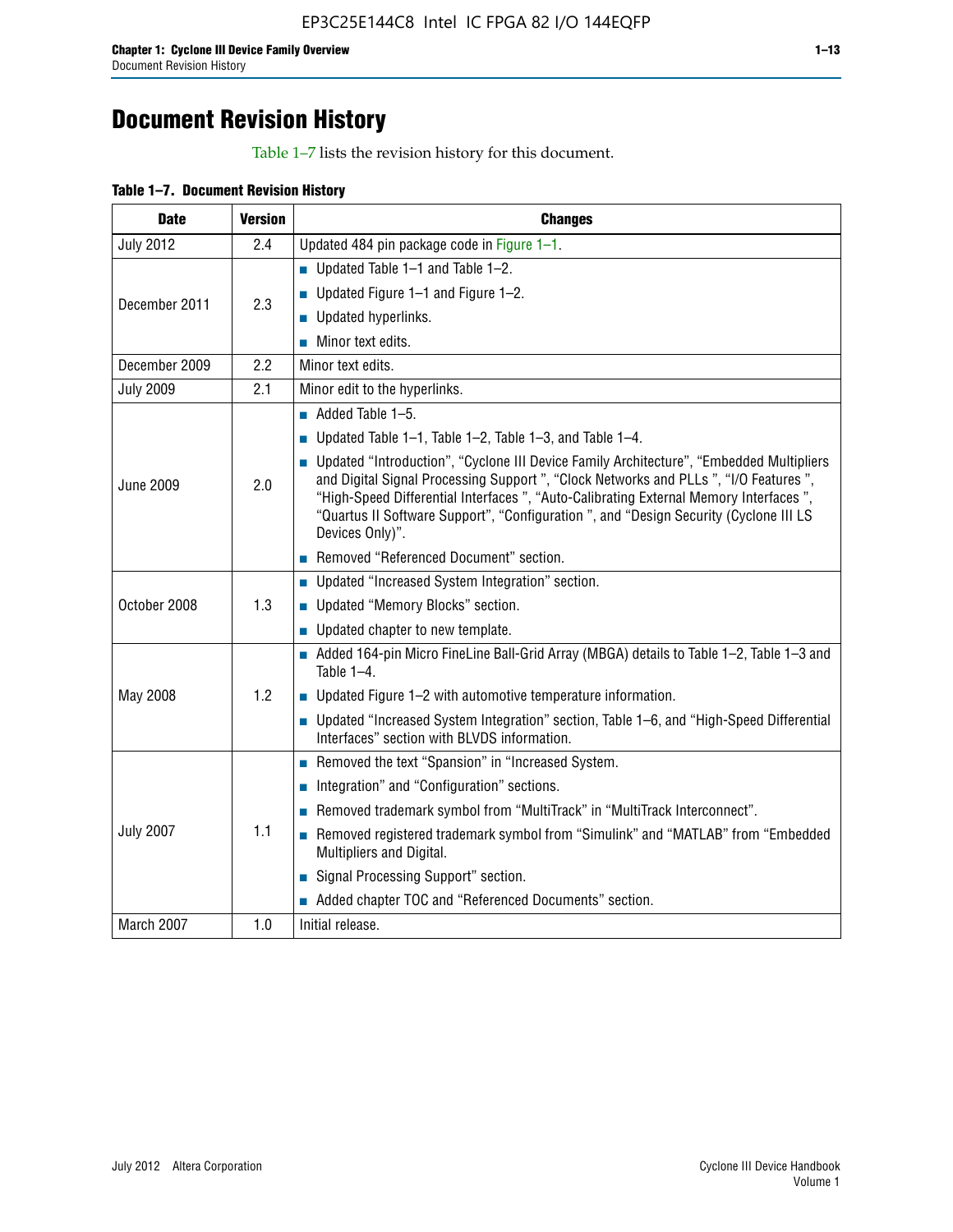# Document Revision History

Table 1–7 lists the revision history for this document.

**Table 1–7. Document Revision History**

| Date | Version | Changes |
|---|---|---|
| July 2012 | 2.4 | Updated 484 pin package code in Figure 1–1. |
| December 2011 | 2.3 | ■ Updated Table 1–1 and Table 1–2.<br>■ Updated Figure 1–1 and Figure 1–2.<br>■ Updated hyperlinks.<br>■ Minor text edits. |
| December 2009 | 2.2 | Minor text edits. |
| July 2009 | 2.1 | Minor edit to the hyperlinks. |
| June 2009 | 2.0 | ■ Added Table 1–5.<br>■ Updated Table 1–1, Table 1–2, Table 1–3, and Table 1–4.<br>■ Updated "Introduction", "Cyclone III Device Family Architecture", "Embedded Multipliers and Digital Signal Processing Support ", "Clock Networks and PLLs ", "I/O Features ", "High-Speed Differential Interfaces ", "Auto-Calibrating External Memory Interfaces ", "Quartus II Software Support", "Configuration ", and "Design Security (Cyclone III LS Devices Only)".<br>■ Removed "Referenced Document" section. |
| October 2008 | 1.3 | ■ Updated "Increased System Integration" section.<br>■ Updated "Memory Blocks" section.<br>■ Updated chapter to new template. |
| May 2008 | 1.2 | ■ Added 164-pin Micro FineLine Ball-Grid Array (MBGA) details to Table 1–2, Table 1–3 and Table 1–4.<br>■ Updated Figure 1–2 with automotive temperature information.<br>■ Updated "Increased System Integration" section, Table 1–6, and "High-Speed Differential Interfaces" section with BLVDS information. |
| July 2007 | 1.1 | ■ Removed the text "Spansion" in "Increased System.<br>■ Integration" and "Configuration" sections.<br>■ Removed trademark symbol from "MultiTrack" in "MultiTrack Interconnect".<br>■ Removed registered trademark symbol from "Simulink" and "MATLAB" from "Embedded Multipliers and Digital.<br>■ Signal Processing Support" section.<br>■ Added chapter TOC and "Referenced Documents" section. |
| March 2007 | 1.0 | Initial release. |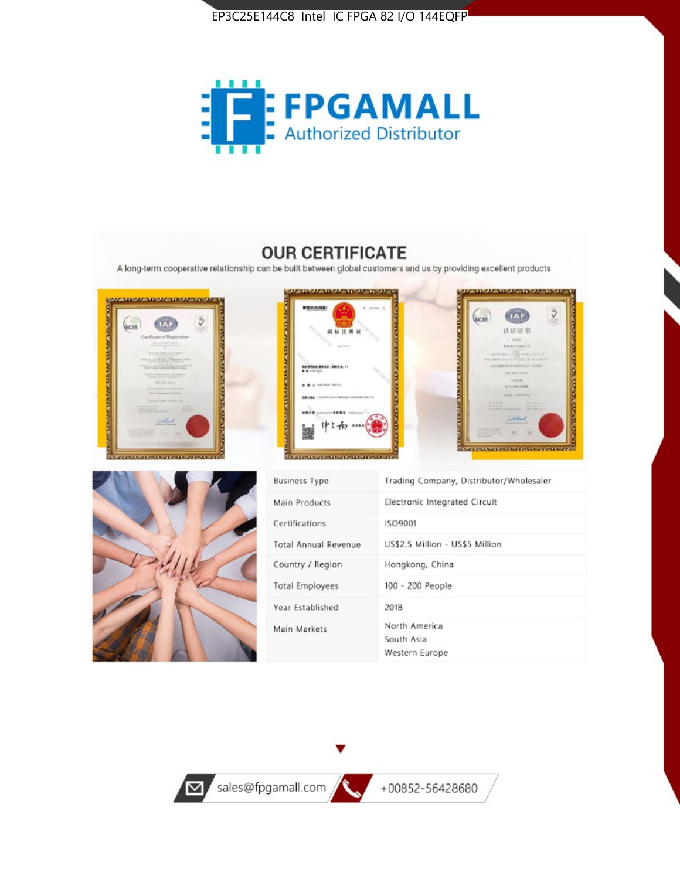FPGAMALL

Authorized Distributor

## OUR CERTIFICATE

A long-term cooperative relationship can be built between global customers and us by providing excellent products

| | |
|---|---|
| Business Type | Trading Company, Distributor/Wholesaler |
| Main Products | Electronic Integrated Circuit |
| Certifications | ISO9001 |
| Total Annual Revenue | US$2.5 Million - US$5 Million |
| Country / Region | Hongkong, China |
| Total Employees | 100 - 200 People |
| Year Established | 2018 |
| Main Markets | North America<br>South Asia<br>Western Europe |

sales@fpgamall.com

+00852-56428680